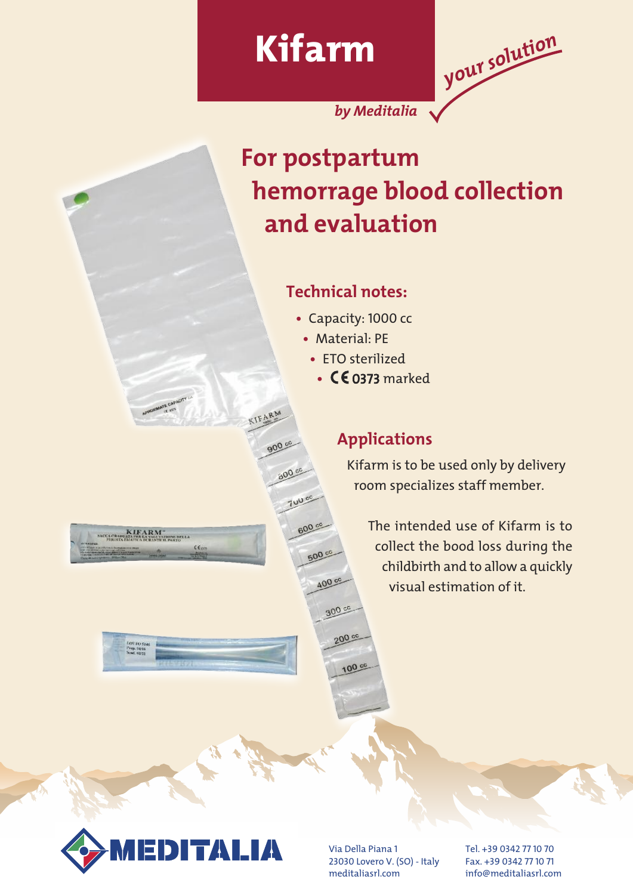# Kifarm

*your solution*

*by Meditalia*

## For postpartum hemorrage blood collection and evaluation

### Technical notes:

- Capacity: 1000 cc
- Material: PE
- ETO sterilized
- CE 0373 marked

### Applications

Kifarm is to be used only by delivery room specializes staff member.

The intended use of Kifarm is to collect the bood loss during the childbirth and to allow a quickly visual estimation of it.

MEDITALIA

Via Della Piana 1
23030 Lovero V. (SO) - Italy
meditaliasrl.com

Tel. +39 0342 77 10 70
Fax. +39 0342 77 10 71
info@meditaliasrl.com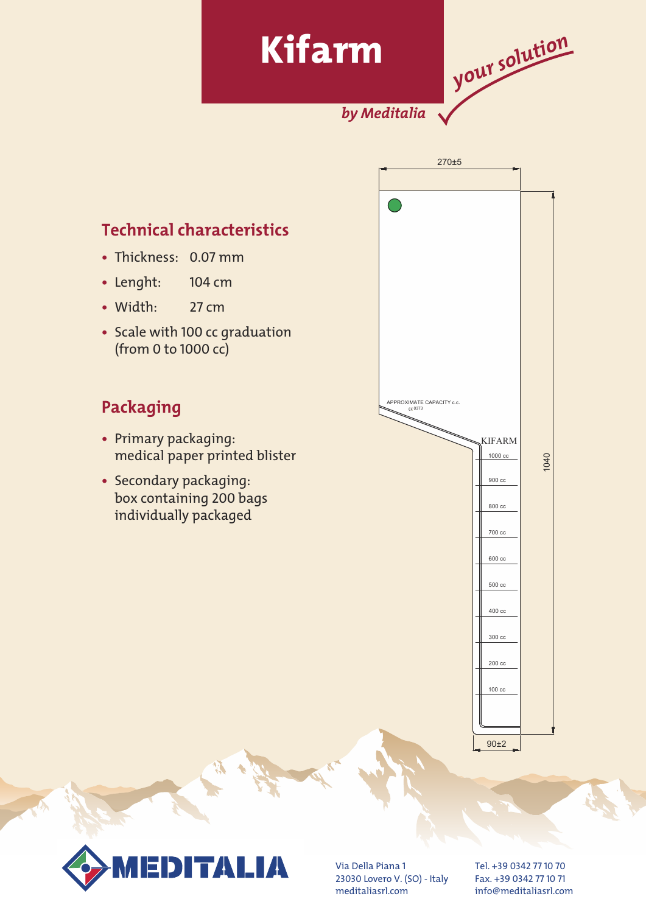# Kifarm

*your solution*

*by Meditalia*

## Technical characteristics

- Thickness: 0.07 mm
- Lenght: 104 cm
- Width: 27 cm
- Scale with 100 cc graduation (from 0 to 1000 cc)

## Packaging

- Primary packaging: medical paper printed blister
- Secondary packaging: box containing 200 bags individually packaged

270±5

1040

90±2

APPROXIMATE CAPACITY c.c.

CE 0373

KIFARM

1000 cc

900 cc

800 cc

700 cc

600 cc

500 cc

400 cc

300 cc

200 cc

100 cc

MEDITALIA

Via Della Piana 1
23030 Lovero V. (SO) - Italy
meditaliasrl.com

Tel. +39 0342 77 10 70
Fax. +39 0342 77 10 71
info@meditaliasrl.com